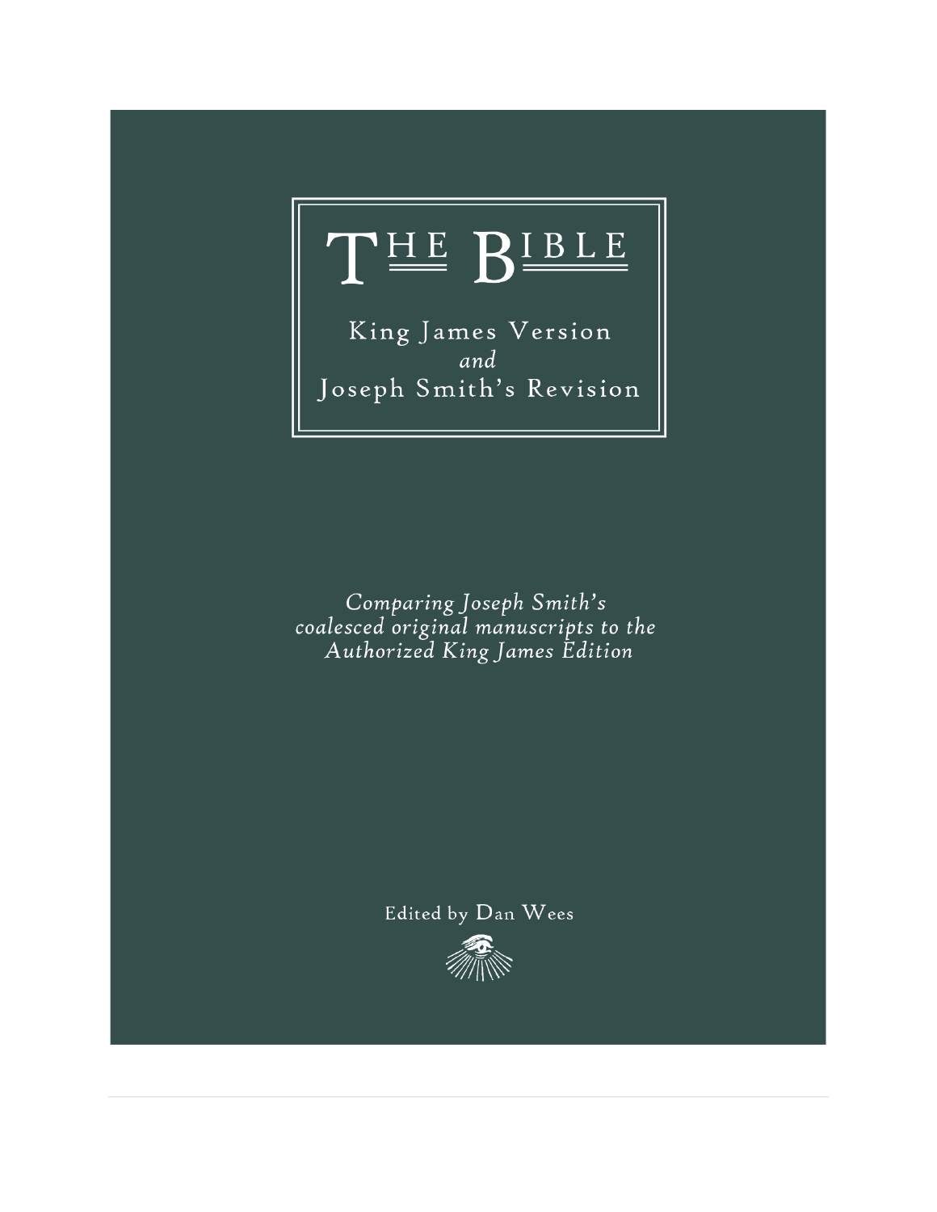# THE BIBLE

King James Version
*and*
Joseph Smith's Revision

*Comparing Joseph Smith's coalesced original manuscripts to the Authorized King James Edition*

Edited by Dan Wees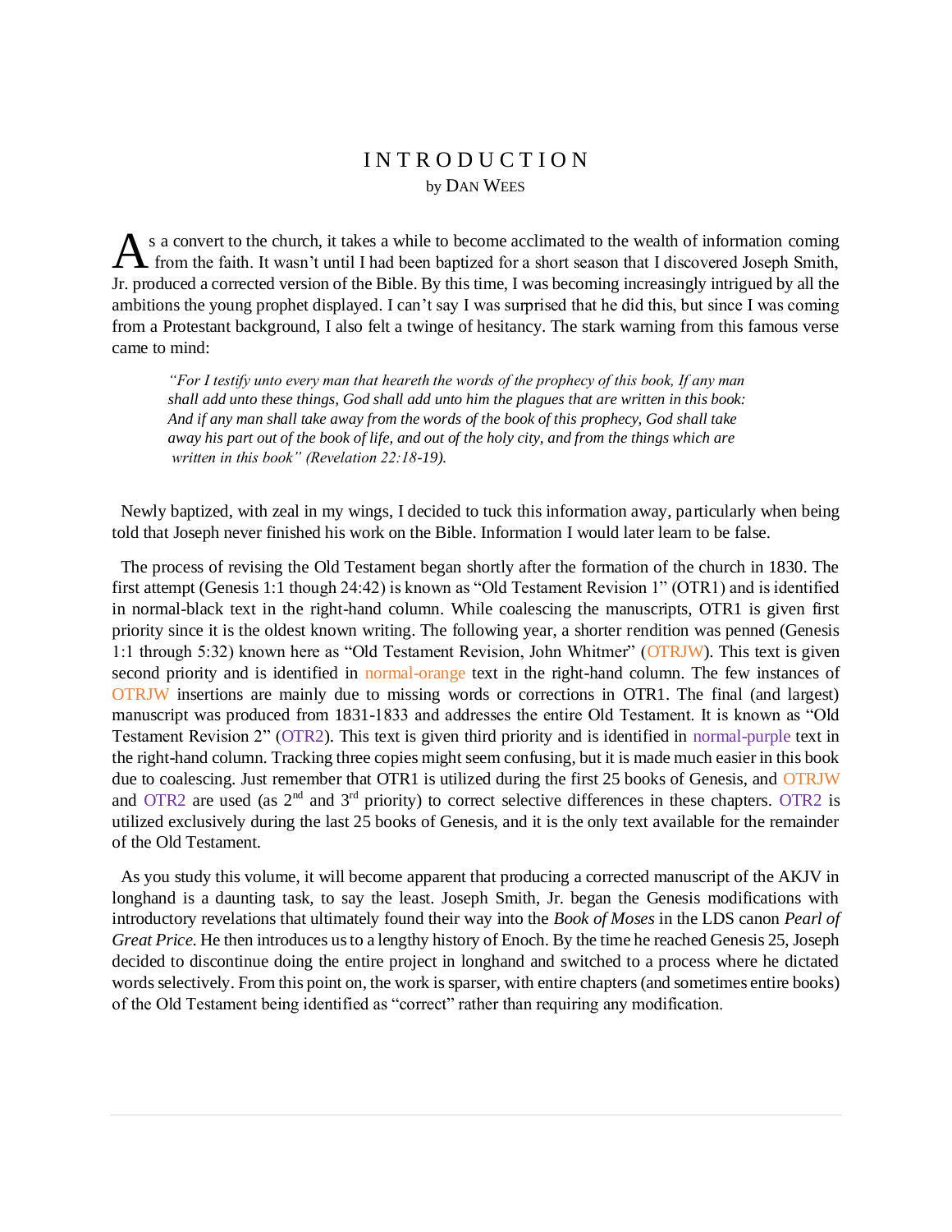# INTRODUCTION

by Dan Wees

As a convert to the church, it takes a while to become acclimated to the wealth of information coming from the faith. It wasn't until I had been baptized for a short season that I discovered Joseph Smith, Jr. produced a corrected version of the Bible. By this time, I was becoming increasingly intrigued by all the ambitions the young prophet displayed. I can't say I was surprised that he did this, but since I was coming from a Protestant background, I also felt a twinge of hesitancy. The stark warning from this famous verse came to mind:

> *"For I testify unto every man that heareth the words of the prophecy of this book, If any man shall add unto these things, God shall add unto him the plagues that are written in this book: And if any man shall take away from the words of the book of this prophecy, God shall take away his part out of the book of life, and out of the holy city, and from the things which are written in this book" (Revelation 22:18-19).*

Newly baptized, with zeal in my wings, I decided to tuck this information away, particularly when being told that Joseph never finished his work on the Bible. Information I would later learn to be false.

The process of revising the Old Testament began shortly after the formation of the church in 1830. The first attempt (Genesis 1:1 though 24:42) is known as "Old Testament Revision 1" (OTR1) and is identified in normal-black text in the right-hand column. While coalescing the manuscripts, OTR1 is given first priority since it is the oldest known writing. The following year, a shorter rendition was penned (Genesis 1:1 through 5:32) known here as "Old Testament Revision, John Whitmer" (OTRJW). This text is given second priority and is identified in normal-orange text in the right-hand column. The few instances of OTRJW insertions are mainly due to missing words or corrections in OTR1. The final (and largest) manuscript was produced from 1831-1833 and addresses the entire Old Testament. It is known as "Old Testament Revision 2" (OTR2). This text is given third priority and is identified in normal-purple text in the right-hand column. Tracking three copies might seem confusing, but it is made much easier in this book due to coalescing. Just remember that OTR1 is utilized during the first 25 books of Genesis, and OTRJW and OTR2 are used (as 2nd and 3rd priority) to correct selective differences in these chapters. OTR2 is utilized exclusively during the last 25 books of Genesis, and it is the only text available for the remainder of the Old Testament.

As you study this volume, it will become apparent that producing a corrected manuscript of the AKJV in longhand is a daunting task, to say the least. Joseph Smith, Jr. began the Genesis modifications with introductory revelations that ultimately found their way into the *Book of Moses* in the LDS canon *Pearl of Great Price.* He then introduces us to a lengthy history of Enoch. By the time he reached Genesis 25, Joseph decided to discontinue doing the entire project in longhand and switched to a process where he dictated words selectively. From this point on, the work is sparser, with entire chapters (and sometimes entire books) of the Old Testament being identified as "correct" rather than requiring any modification.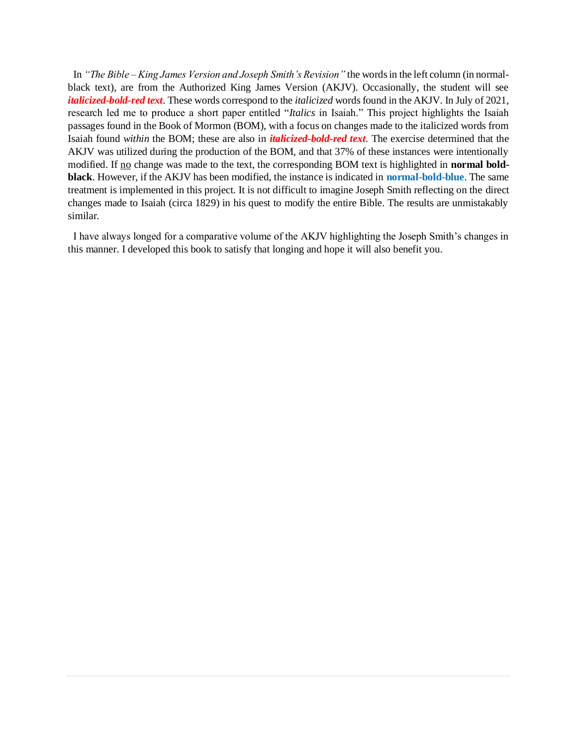In *"The Bible – King James Version and Joseph Smith's Revision"* the words in the left column (in normal-black text), are from the Authorized King James Version (AKJV). Occasionally, the student will see ***italicized-bold-red text***. These words correspond to the *italicized* words found in the AKJV. In July of 2021, research led me to produce a short paper entitled "*Italics* in Isaiah." This project highlights the Isaiah passages found in the Book of Mormon (BOM), with a focus on changes made to the italicized words from Isaiah found *within* the BOM; these are also in ***italicized-bold-red text***. The exercise determined that the AKJV was utilized during the production of the BOM, and that 37% of these instances were intentionally modified. If <u>no</u> change was made to the text, the corresponding BOM text is highlighted in **normal bold-black**. However, if the AKJV has been modified, the instance is indicated in **normal-bold-blue**. The same treatment is implemented in this project. It is not difficult to imagine Joseph Smith reflecting on the direct changes made to Isaiah (circa 1829) in his quest to modify the entire Bible. The results are unmistakably similar.

I have always longed for a comparative volume of the AKJV highlighting the Joseph Smith's changes in this manner. I developed this book to satisfy that longing and hope it will also benefit you.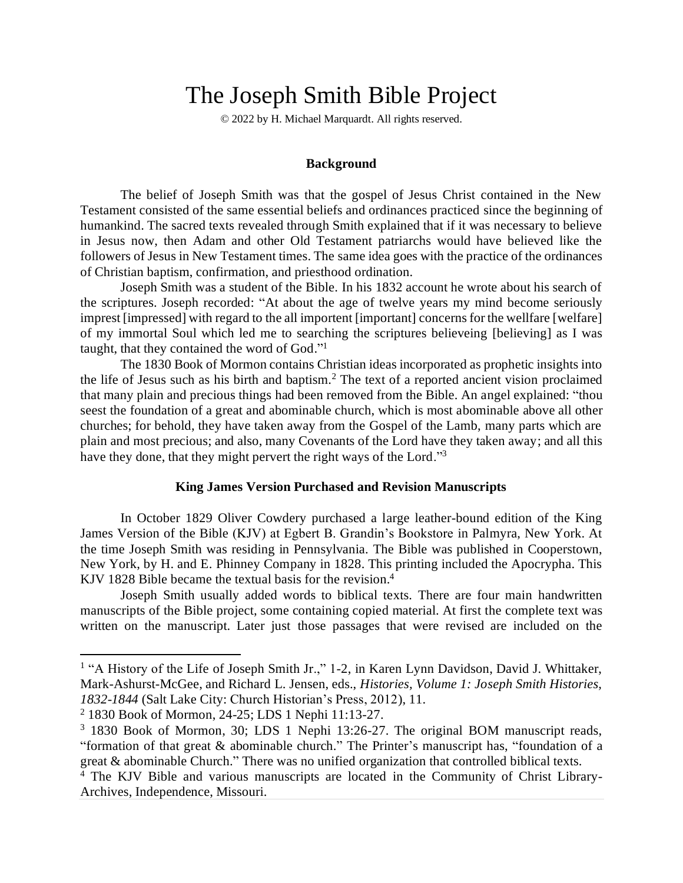# The Joseph Smith Bible Project

© 2022 by H. Michael Marquardt. All rights reserved.

### Background

The belief of Joseph Smith was that the gospel of Jesus Christ contained in the New Testament consisted of the same essential beliefs and ordinances practiced since the beginning of humankind. The sacred texts revealed through Smith explained that if it was necessary to believe in Jesus now, then Adam and other Old Testament patriarchs would have believed like the followers of Jesus in New Testament times. The same idea goes with the practice of the ordinances of Christian baptism, confirmation, and priesthood ordination.

Joseph Smith was a student of the Bible. In his 1832 account he wrote about his search of the scriptures. Joseph recorded: "At about the age of twelve years my mind become seriously imprest [impressed] with regard to the all importent [important] concerns for the wellfare [welfare] of my immortal Soul which led me to searching the scriptures believeing [believing] as I was taught, that they contained the word of God."[1]

The 1830 Book of Mormon contains Christian ideas incorporated as prophetic insights into the life of Jesus such as his birth and baptism.[2] The text of a reported ancient vision proclaimed that many plain and precious things had been removed from the Bible. An angel explained: "thou seest the foundation of a great and abominable church, which is most abominable above all other churches; for behold, they have taken away from the Gospel of the Lamb, many parts which are plain and most precious; and also, many Covenants of the Lord have they taken away; and all this have they done, that they might pervert the right ways of the Lord."[3]

### King James Version Purchased and Revision Manuscripts

In October 1829 Oliver Cowdery purchased a large leather-bound edition of the King James Version of the Bible (KJV) at Egbert B. Grandin's Bookstore in Palmyra, New York. At the time Joseph Smith was residing in Pennsylvania. The Bible was published in Cooperstown, New York, by H. and E. Phinney Company in 1828. This printing included the Apocrypha. This KJV 1828 Bible became the textual basis for the revision.[4]

Joseph Smith usually added words to biblical texts. There are four main handwritten manuscripts of the Bible project, some containing copied material. At first the complete text was written on the manuscript. Later just those passages that were revised are included on the

---

[1] "A History of the Life of Joseph Smith Jr.," 1-2, in Karen Lynn Davidson, David J. Whittaker, Mark-Ashurst-McGee, and Richard L. Jensen, eds., *Histories, Volume 1: Joseph Smith Histories, 1832-1844* (Salt Lake City: Church Historian's Press, 2012), 11.

[2] 1830 Book of Mormon, 24-25; LDS 1 Nephi 11:13-27.

[3] 1830 Book of Mormon, 30; LDS 1 Nephi 13:26-27. The original BOM manuscript reads, "formation of that great & abominable church." The Printer's manuscript has, "foundation of a great & abominable Church." There was no unified organization that controlled biblical texts.

[4] The KJV Bible and various manuscripts are located in the Community of Christ Library-Archives, Independence, Missouri.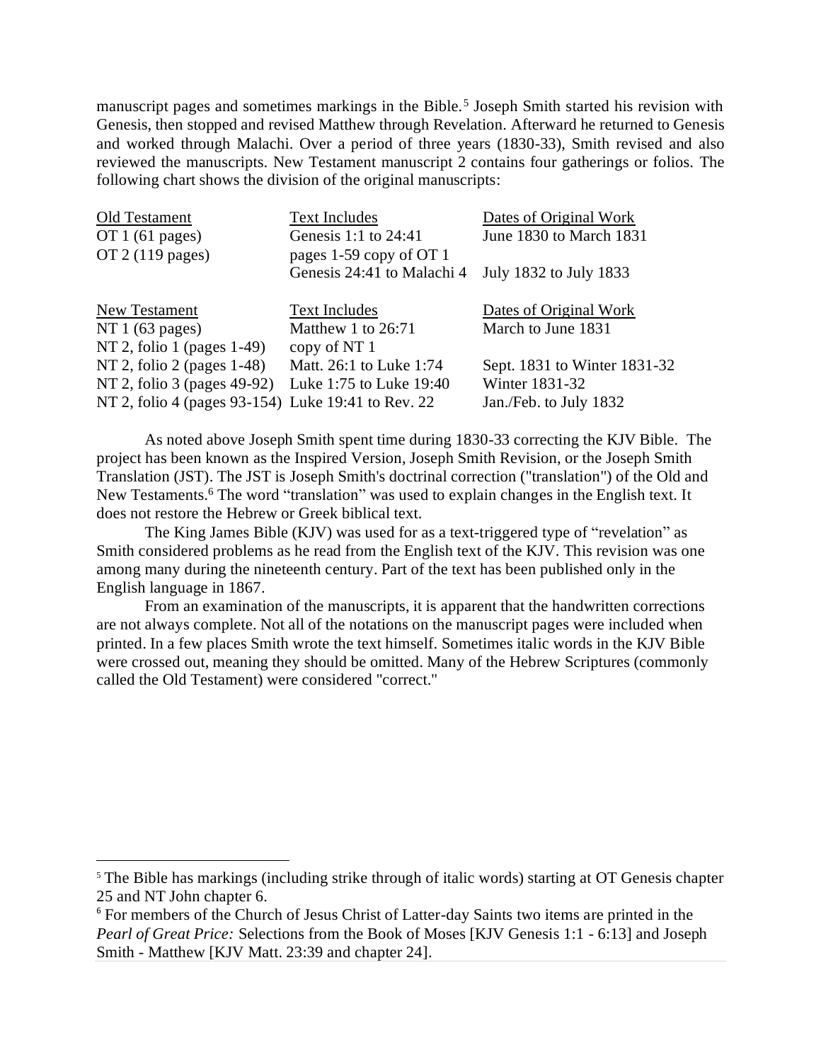manuscript pages and sometimes markings in the Bible.[5] Joseph Smith started his revision with Genesis, then stopped and revised Matthew through Revelation. Afterward he returned to Genesis and worked through Malachi. Over a period of three years (1830-33), Smith revised and also reviewed the manuscripts. New Testament manuscript 2 contains four gatherings or folios. The following chart shows the division of the original manuscripts:

| Old Testament | Text Includes | Dates of Original Work |
|---|---|---|
| OT 1 (61 pages) | Genesis 1:1 to 24:41 | June 1830 to March 1831 |
| OT 2 (119 pages) | pages 1-59 copy of OT 1 | |
| | Genesis 24:41 to Malachi 4 | July 1832 to July 1833 |

| New Testament | Text Includes | Dates of Original Work |
|---|---|---|
| NT 1 (63 pages) | Matthew 1 to 26:71 | March to June 1831 |
| NT 2, folio 1 (pages 1-49) | copy of NT 1 | |
| NT 2, folio 2 (pages 1-48) | Matt. 26:1 to Luke 1:74 | Sept. 1831 to Winter 1831-32 |
| NT 2, folio 3 (pages 49-92) | Luke 1:75 to Luke 19:40 | Winter 1831-32 |
| NT 2, folio 4 (pages 93-154) | Luke 19:41 to Rev. 22 | Jan./Feb. to July 1832 |

As noted above Joseph Smith spent time during 1830-33 correcting the KJV Bible. The project has been known as the Inspired Version, Joseph Smith Revision, or the Joseph Smith Translation (JST). The JST is Joseph Smith's doctrinal correction ("translation") of the Old and New Testaments.[6] The word "translation" was used to explain changes in the English text. It does not restore the Hebrew or Greek biblical text.

The King James Bible (KJV) was used for as a text-triggered type of "revelation" as Smith considered problems as he read from the English text of the KJV. This revision was one among many during the nineteenth century. Part of the text has been published only in the English language in 1867.

From an examination of the manuscripts, it is apparent that the handwritten corrections are not always complete. Not all of the notations on the manuscript pages were included when printed. In a few places Smith wrote the text himself. Sometimes italic words in the KJV Bible were crossed out, meaning they should be omitted. Many of the Hebrew Scriptures (commonly called the Old Testament) were considered "correct."

---

[5] The Bible has markings (including strike through of italic words) starting at OT Genesis chapter 25 and NT John chapter 6.

[6] For members of the Church of Jesus Christ of Latter-day Saints two items are printed in the *Pearl of Great Price:* Selections from the Book of Moses [KJV Genesis 1:1 - 6:13] and Joseph Smith - Matthew [KJV Matt. 23:39 and chapter 24].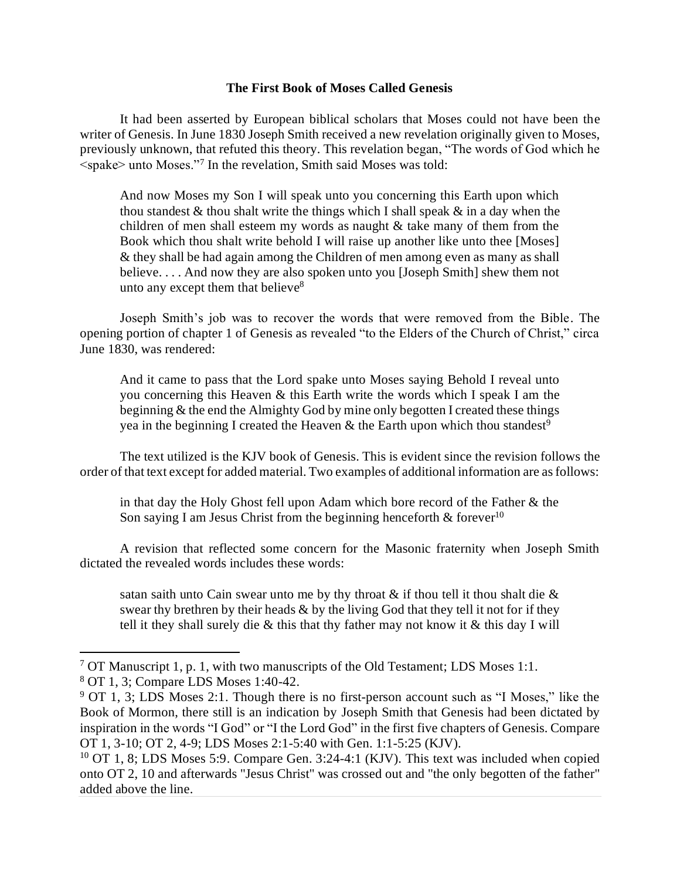**The First Book of Moses Called Genesis**

It had been asserted by European biblical scholars that Moses could not have been the writer of Genesis. In June 1830 Joseph Smith received a new revelation originally given to Moses, previously unknown, that refuted this theory. This revelation began, "The words of God which he <spake> unto Moses."[7] In the revelation, Smith said Moses was told:

> And now Moses my Son I will speak unto you concerning this Earth upon which thou standest & thou shalt write the things which I shall speak & in a day when the children of men shall esteem my words as naught & take many of them from the Book which thou shalt write behold I will raise up another like unto thee [Moses] & they shall be had again among the Children of men among even as many as shall believe. . . . And now they are also spoken unto you [Joseph Smith] shew them not unto any except them that believe[8]

Joseph Smith's job was to recover the words that were removed from the Bible. The opening portion of chapter 1 of Genesis as revealed "to the Elders of the Church of Christ," circa June 1830, was rendered:

> And it came to pass that the Lord spake unto Moses saying Behold I reveal unto you concerning this Heaven & this Earth write the words which I speak I am the beginning & the end the Almighty God by mine only begotten I created these things yea in the beginning I created the Heaven & the Earth upon which thou standest[9]

The text utilized is the KJV book of Genesis. This is evident since the revision follows the order of that text except for added material. Two examples of additional information are as follows:

> in that day the Holy Ghost fell upon Adam which bore record of the Father & the Son saying I am Jesus Christ from the beginning henceforth & forever[10]

A revision that reflected some concern for the Masonic fraternity when Joseph Smith dictated the revealed words includes these words:

> satan saith unto Cain swear unto me by thy throat & if thou tell it thou shalt die & swear thy brethren by their heads & by the living God that they tell it not for if they tell it they shall surely die & this that thy father may not know it & this day I will

---

[7] OT Manuscript 1, p. 1, with two manuscripts of the Old Testament; LDS Moses 1:1.

[8] OT 1, 3; Compare LDS Moses 1:40-42.

[9] OT 1, 3; LDS Moses 2:1. Though there is no first-person account such as "I Moses," like the Book of Mormon, there still is an indication by Joseph Smith that Genesis had been dictated by inspiration in the words "I God" or "I the Lord God" in the first five chapters of Genesis. Compare OT 1, 3-10; OT 2, 4-9; LDS Moses 2:1-5:40 with Gen. 1:1-5:25 (KJV).

[10] OT 1, 8; LDS Moses 5:9. Compare Gen. 3:24-4:1 (KJV). This text was included when copied onto OT 2, 10 and afterwards "Jesus Christ" was crossed out and "the only begotten of the father" added above the line.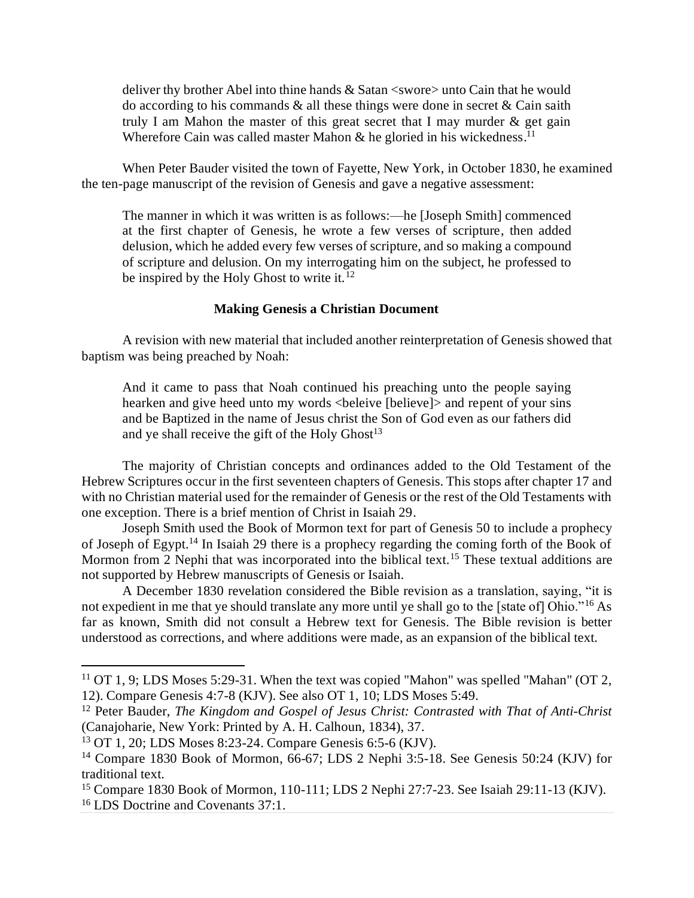> deliver thy brother Abel into thine hands & Satan <swore> unto Cain that he would do according to his commands & all these things were done in secret & Cain saith truly I am Mahon the master of this great secret that I may murder & get gain Wherefore Cain was called master Mahon & he gloried in his wickedness.[11]

When Peter Bauder visited the town of Fayette, New York, in October 1830, he examined the ten-page manuscript of the revision of Genesis and gave a negative assessment:

> The manner in which it was written is as follows:—he [Joseph Smith] commenced at the first chapter of Genesis, he wrote a few verses of scripture, then added delusion, which he added every few verses of scripture, and so making a compound of scripture and delusion. On my interrogating him on the subject, he professed to be inspired by the Holy Ghost to write it.[12]

### Making Genesis a Christian Document

A revision with new material that included another reinterpretation of Genesis showed that baptism was being preached by Noah:

> And it came to pass that Noah continued his preaching unto the people saying hearken and give heed unto my words <beleive [believe]> and repent of your sins and be Baptized in the name of Jesus christ the Son of God even as our fathers did and ye shall receive the gift of the Holy Ghost[13]

The majority of Christian concepts and ordinances added to the Old Testament of the Hebrew Scriptures occur in the first seventeen chapters of Genesis. This stops after chapter 17 and with no Christian material used for the remainder of Genesis or the rest of the Old Testaments with one exception. There is a brief mention of Christ in Isaiah 29.

Joseph Smith used the Book of Mormon text for part of Genesis 50 to include a prophecy of Joseph of Egypt.[14] In Isaiah 29 there is a prophecy regarding the coming forth of the Book of Mormon from 2 Nephi that was incorporated into the biblical text.[15] These textual additions are not supported by Hebrew manuscripts of Genesis or Isaiah.

A December 1830 revelation considered the Bible revision as a translation, saying, "it is not expedient in me that ye should translate any more until ye shall go to the [state of] Ohio."[16] As far as known, Smith did not consult a Hebrew text for Genesis. The Bible revision is better understood as corrections, and where additions were made, as an expansion of the biblical text.

---

[11] OT 1, 9; LDS Moses 5:29-31. When the text was copied "Mahon" was spelled "Mahan" (OT 2, 12). Compare Genesis 4:7-8 (KJV). See also OT 1, 10; LDS Moses 5:49.

[12] Peter Bauder, *The Kingdom and Gospel of Jesus Christ: Contrasted with That of Anti-Christ* (Canajoharie, New York: Printed by A. H. Calhoun, 1834), 37.

[13] OT 1, 20; LDS Moses 8:23-24. Compare Genesis 6:5-6 (KJV).

[14] Compare 1830 Book of Mormon, 66-67; LDS 2 Nephi 3:5-18. See Genesis 50:24 (KJV) for traditional text.

[15] Compare 1830 Book of Mormon, 110-111; LDS 2 Nephi 27:7-23. See Isaiah 29:11-13 (KJV).

[16] LDS Doctrine and Covenants 37:1.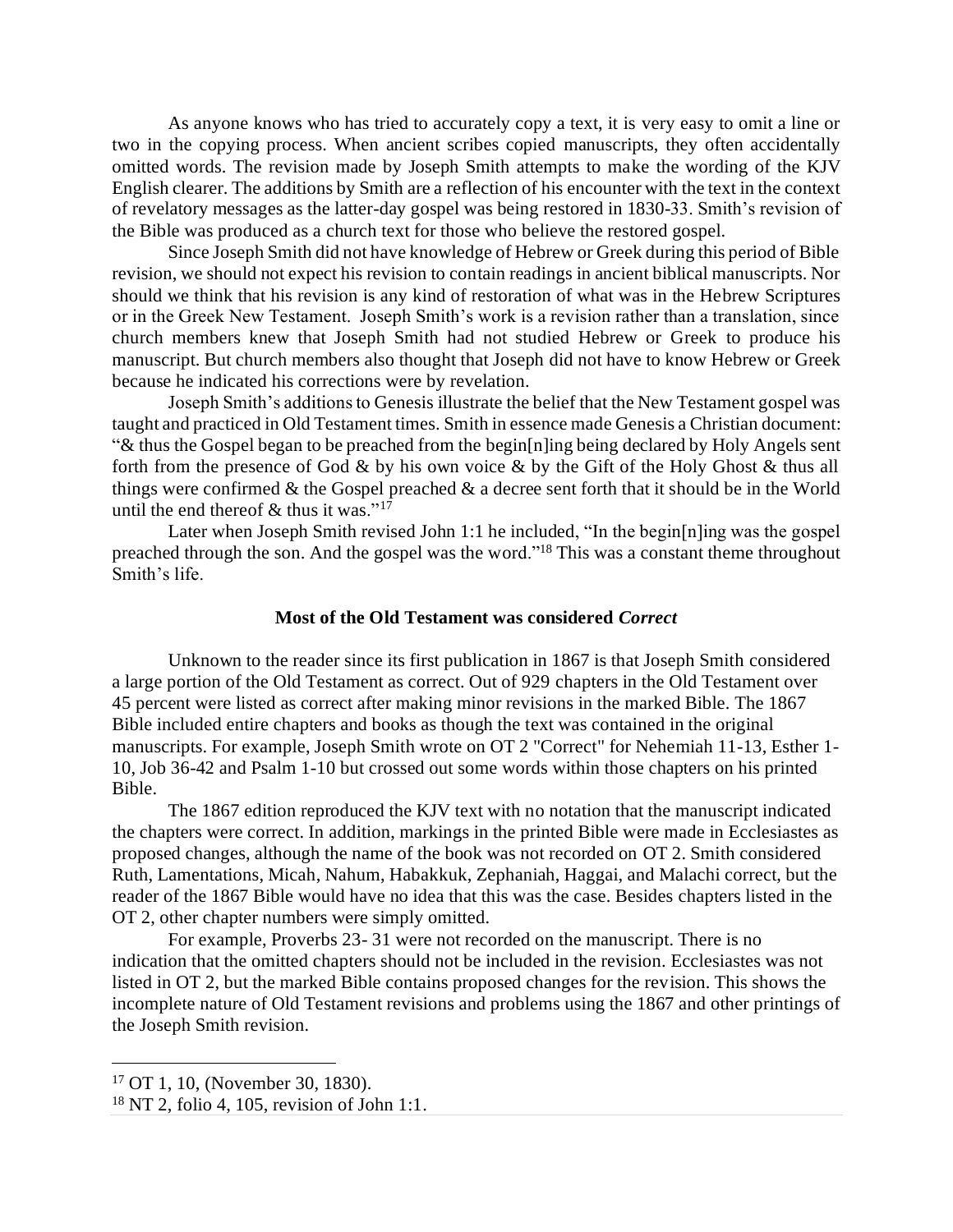As anyone knows who has tried to accurately copy a text, it is very easy to omit a line or two in the copying process. When ancient scribes copied manuscripts, they often accidentally omitted words. The revision made by Joseph Smith attempts to make the wording of the KJV English clearer. The additions by Smith are a reflection of his encounter with the text in the context of revelatory messages as the latter-day gospel was being restored in 1830-33. Smith's revision of the Bible was produced as a church text for those who believe the restored gospel.

Since Joseph Smith did not have knowledge of Hebrew or Greek during this period of Bible revision, we should not expect his revision to contain readings in ancient biblical manuscripts. Nor should we think that his revision is any kind of restoration of what was in the Hebrew Scriptures or in the Greek New Testament. Joseph Smith's work is a revision rather than a translation, since church members knew that Joseph Smith had not studied Hebrew or Greek to produce his manuscript. But church members also thought that Joseph did not have to know Hebrew or Greek because he indicated his corrections were by revelation.

Joseph Smith's additions to Genesis illustrate the belief that the New Testament gospel was taught and practiced in Old Testament times. Smith in essence made Genesis a Christian document: "& thus the Gospel began to be preached from the begin[n]ing being declared by Holy Angels sent forth from the presence of God & by his own voice & by the Gift of the Holy Ghost & thus all things were confirmed & the Gospel preached & a decree sent forth that it should be in the World until the end thereof & thus it was."[17]

Later when Joseph Smith revised John 1:1 he included, "In the begin[n]ing was the gospel preached through the son. And the gospel was the word."[18] This was a constant theme throughout Smith's life.

### Most of the Old Testament was considered *Correct*

Unknown to the reader since its first publication in 1867 is that Joseph Smith considered a large portion of the Old Testament as correct. Out of 929 chapters in the Old Testament over 45 percent were listed as correct after making minor revisions in the marked Bible. The 1867 Bible included entire chapters and books as though the text was contained in the original manuscripts. For example, Joseph Smith wrote on OT 2 "Correct" for Nehemiah 11-13, Esther 1-10, Job 36-42 and Psalm 1-10 but crossed out some words within those chapters on his printed Bible.

The 1867 edition reproduced the KJV text with no notation that the manuscript indicated the chapters were correct. In addition, markings in the printed Bible were made in Ecclesiastes as proposed changes, although the name of the book was not recorded on OT 2. Smith considered Ruth, Lamentations, Micah, Nahum, Habakkuk, Zephaniah, Haggai, and Malachi correct, but the reader of the 1867 Bible would have no idea that this was the case. Besides chapters listed in the OT 2, other chapter numbers were simply omitted.

For example, Proverbs 23- 31 were not recorded on the manuscript. There is no indication that the omitted chapters should not be included in the revision. Ecclesiastes was not listed in OT 2, but the marked Bible contains proposed changes for the revision. This shows the incomplete nature of Old Testament revisions and problems using the 1867 and other printings of the Joseph Smith revision.

---

[17] OT 1, 10, (November 30, 1830).

[18] NT 2, folio 4, 105, revision of John 1:1.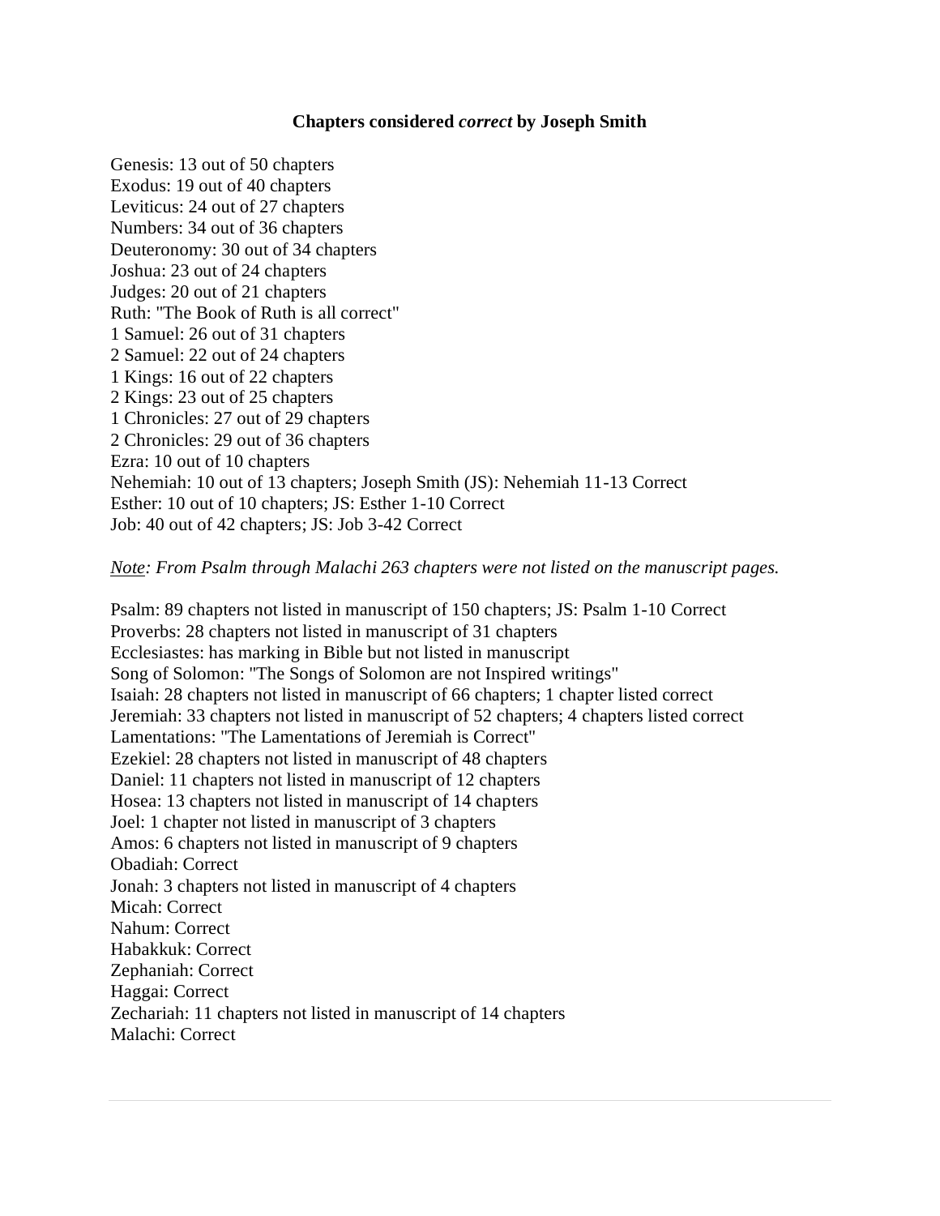**Chapters considered *correct* by Joseph Smith**

Genesis: 13 out of 50 chapters
Exodus: 19 out of 40 chapters
Leviticus: 24 out of 27 chapters
Numbers: 34 out of 36 chapters
Deuteronomy: 30 out of 34 chapters
Joshua: 23 out of 24 chapters
Judges: 20 out of 21 chapters
Ruth: "The Book of Ruth is all correct"
1 Samuel: 26 out of 31 chapters
2 Samuel: 22 out of 24 chapters
1 Kings: 16 out of 22 chapters
2 Kings: 23 out of 25 chapters
1 Chronicles: 27 out of 29 chapters
2 Chronicles: 29 out of 36 chapters
Ezra: 10 out of 10 chapters
Nehemiah: 10 out of 13 chapters; Joseph Smith (JS): Nehemiah 11-13 Correct
Esther: 10 out of 10 chapters; JS: Esther 1-10 Correct
Job: 40 out of 42 chapters; JS: Job 3-42 Correct

*<u>Note</u>: From Psalm through Malachi 263 chapters were not listed on the manuscript pages.*

Psalm: 89 chapters not listed in manuscript of 150 chapters; JS: Psalm 1-10 Correct
Proverbs: 28 chapters not listed in manuscript of 31 chapters
Ecclesiastes: has marking in Bible but not listed in manuscript
Song of Solomon: "The Songs of Solomon are not Inspired writings"
Isaiah: 28 chapters not listed in manuscript of 66 chapters; 1 chapter listed correct
Jeremiah: 33 chapters not listed in manuscript of 52 chapters; 4 chapters listed correct
Lamentations: "The Lamentations of Jeremiah is Correct"
Ezekiel: 28 chapters not listed in manuscript of 48 chapters
Daniel: 11 chapters not listed in manuscript of 12 chapters
Hosea: 13 chapters not listed in manuscript of 14 chapters
Joel: 1 chapter not listed in manuscript of 3 chapters
Amos: 6 chapters not listed in manuscript of 9 chapters
Obadiah: Correct
Jonah: 3 chapters not listed in manuscript of 4 chapters
Micah: Correct
Nahum: Correct
Habakkuk: Correct
Zephaniah: Correct
Haggai: Correct
Zechariah: 11 chapters not listed in manuscript of 14 chapters
Malachi: Correct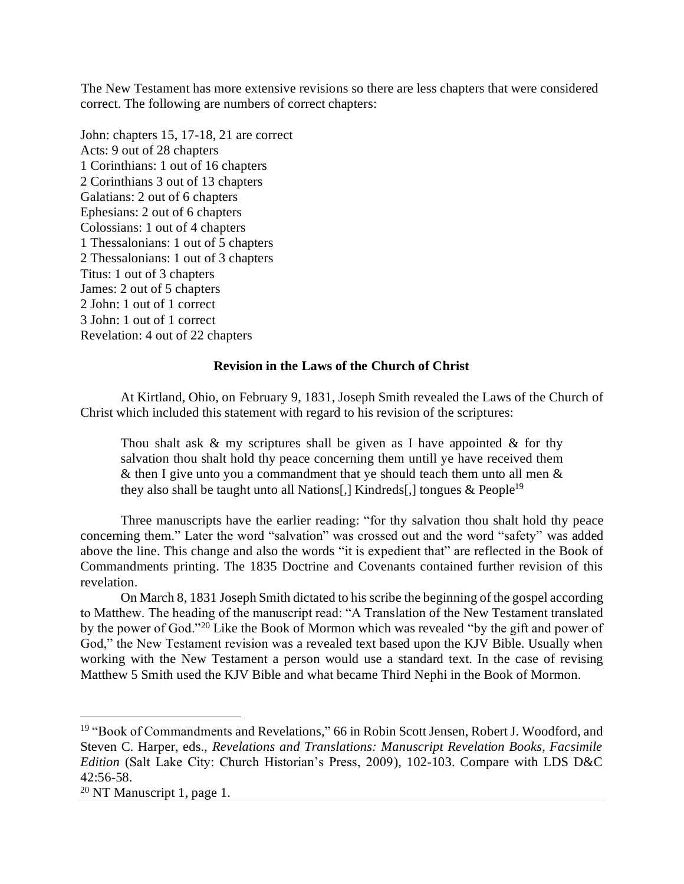The New Testament has more extensive revisions so there are less chapters that were considered correct. The following are numbers of correct chapters:

John: chapters 15, 17-18, 21 are correct
Acts: 9 out of 28 chapters
1 Corinthians: 1 out of 16 chapters
2 Corinthians 3 out of 13 chapters
Galatians: 2 out of 6 chapters
Ephesians: 2 out of 6 chapters
Colossians: 1 out of 4 chapters
1 Thessalonians: 1 out of 5 chapters
2 Thessalonians: 1 out of 3 chapters
Titus: 1 out of 3 chapters
James: 2 out of 5 chapters
2 John: 1 out of 1 correct
3 John: 1 out of 1 correct
Revelation: 4 out of 22 chapters

**Revision in the Laws of the Church of Christ**

At Kirtland, Ohio, on February 9, 1831, Joseph Smith revealed the Laws of the Church of Christ which included this statement with regard to his revision of the scriptures:

> Thou shalt ask & my scriptures shall be given as I have appointed & for thy salvation thou shalt hold thy peace concerning them untill ye have received them & then I give unto you a commandment that ye should teach them unto all men & they also shall be taught unto all Nations[,] Kindreds[,] tongues & People[19]

Three manuscripts have the earlier reading: "for thy salvation thou shalt hold thy peace concerning them." Later the word "salvation" was crossed out and the word "safety" was added above the line. This change and also the words "it is expedient that" are reflected in the Book of Commandments printing. The 1835 Doctrine and Covenants contained further revision of this revelation.

On March 8, 1831 Joseph Smith dictated to his scribe the beginning of the gospel according to Matthew. The heading of the manuscript read: "A Translation of the New Testament translated by the power of God."[20] Like the Book of Mormon which was revealed "by the gift and power of God," the New Testament revision was a revealed text based upon the KJV Bible. Usually when working with the New Testament a person would use a standard text. In the case of revising Matthew 5 Smith used the KJV Bible and what became Third Nephi in the Book of Mormon.

---

[19] "Book of Commandments and Revelations," 66 in Robin Scott Jensen, Robert J. Woodford, and Steven C. Harper, eds., *Revelations and Translations: Manuscript Revelation Books, Facsimile Edition* (Salt Lake City: Church Historian's Press, 2009), 102-103. Compare with LDS D&C 42:56-58.

[20] NT Manuscript 1, page 1.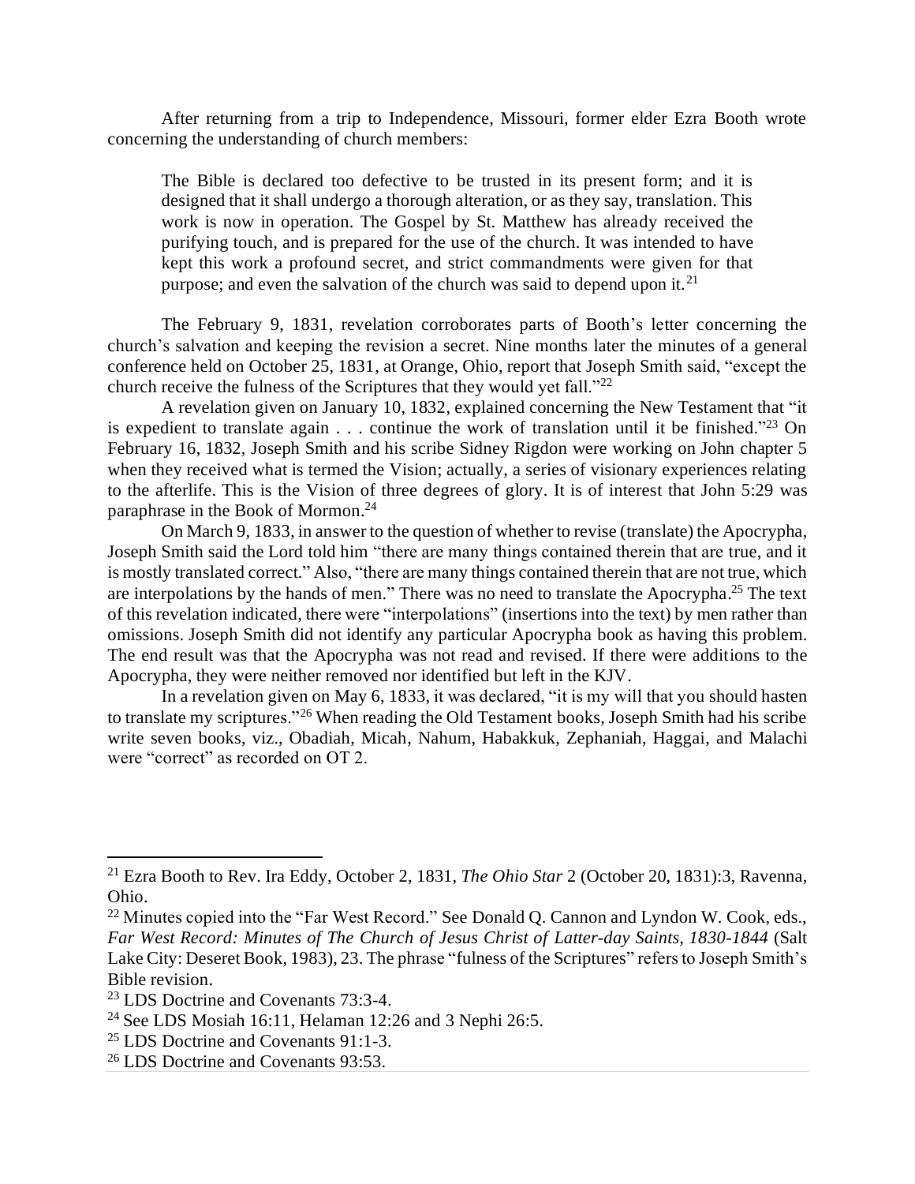After returning from a trip to Independence, Missouri, former elder Ezra Booth wrote concerning the understanding of church members:

> The Bible is declared too defective to be trusted in its present form; and it is designed that it shall undergo a thorough alteration, or as they say, translation. This work is now in operation. The Gospel by St. Matthew has already received the purifying touch, and is prepared for the use of the church. It was intended to have kept this work a profound secret, and strict commandments were given for that purpose; and even the salvation of the church was said to depend upon it.[21]

The February 9, 1831, revelation corroborates parts of Booth's letter concerning the church's salvation and keeping the revision a secret. Nine months later the minutes of a general conference held on October 25, 1831, at Orange, Ohio, report that Joseph Smith said, "except the church receive the fulness of the Scriptures that they would yet fall."[22]

A revelation given on January 10, 1832, explained concerning the New Testament that "it is expedient to translate again . . . continue the work of translation until it be finished."[23] On February 16, 1832, Joseph Smith and his scribe Sidney Rigdon were working on John chapter 5 when they received what is termed the Vision; actually, a series of visionary experiences relating to the afterlife. This is the Vision of three degrees of glory. It is of interest that John 5:29 was paraphrase in the Book of Mormon.[24]

On March 9, 1833, in answer to the question of whether to revise (translate) the Apocrypha, Joseph Smith said the Lord told him "there are many things contained therein that are true, and it is mostly translated correct." Also, "there are many things contained therein that are not true, which are interpolations by the hands of men." There was no need to translate the Apocrypha.[25] The text of this revelation indicated, there were "interpolations" (insertions into the text) by men rather than omissions. Joseph Smith did not identify any particular Apocrypha book as having this problem. The end result was that the Apocrypha was not read and revised. If there were additions to the Apocrypha, they were neither removed nor identified but left in the KJV.

In a revelation given on May 6, 1833, it was declared, "it is my will that you should hasten to translate my scriptures."[26] When reading the Old Testament books, Joseph Smith had his scribe write seven books, viz., Obadiah, Micah, Nahum, Habakkuk, Zephaniah, Haggai, and Malachi were "correct" as recorded on OT 2.

---

[21] Ezra Booth to Rev. Ira Eddy, October 2, 1831, *The Ohio Star* 2 (October 20, 1831):3, Ravenna, Ohio.

[22] Minutes copied into the "Far West Record." See Donald Q. Cannon and Lyndon W. Cook, eds., *Far West Record: Minutes of The Church of Jesus Christ of Latter-day Saints, 1830-1844* (Salt Lake City: Deseret Book, 1983), 23. The phrase "fulness of the Scriptures" refers to Joseph Smith's Bible revision.

[23] LDS Doctrine and Covenants 73:3-4.

[24] See LDS Mosiah 16:11, Helaman 12:26 and 3 Nephi 26:5.

[25] LDS Doctrine and Covenants 91:1-3.

[26] LDS Doctrine and Covenants 93:53.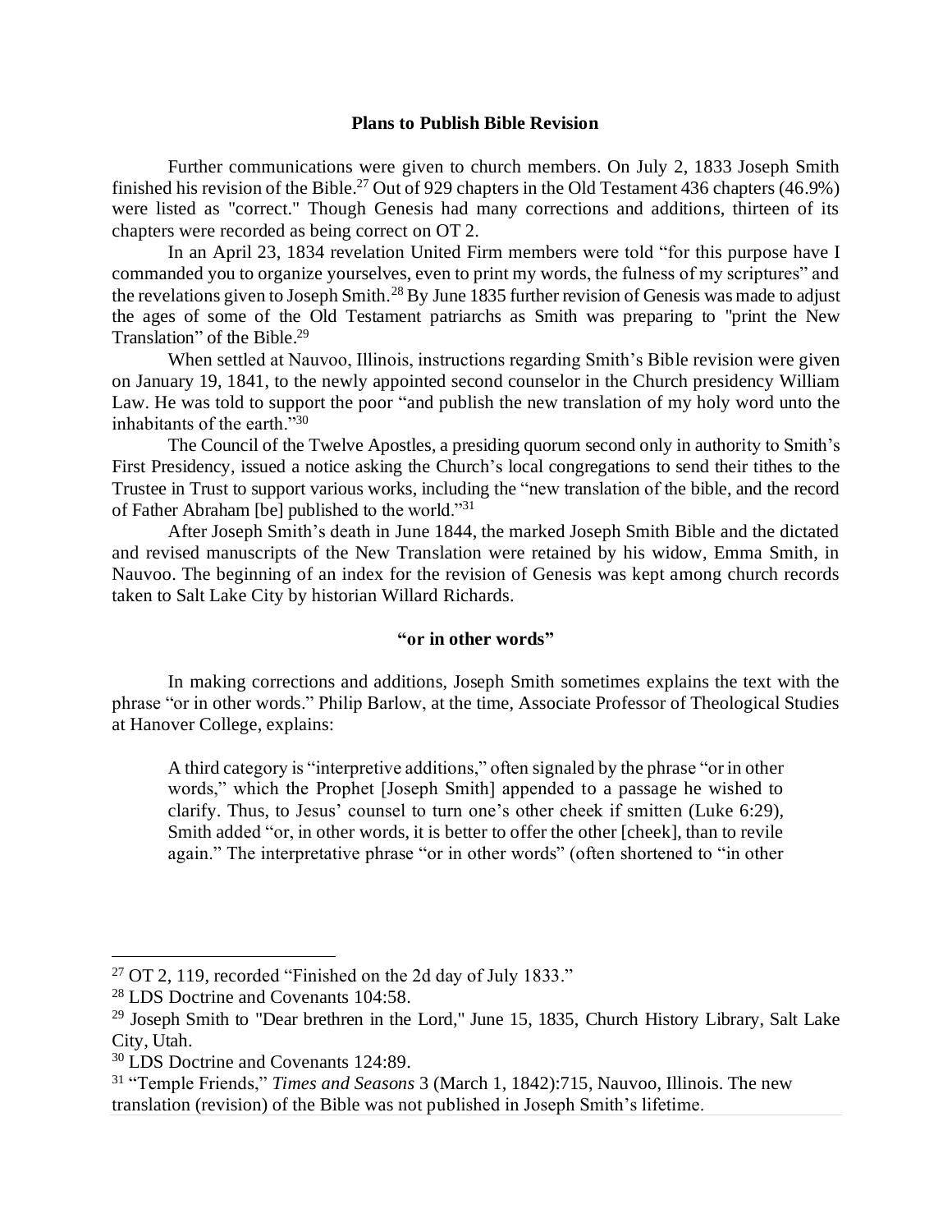## Plans to Publish Bible Revision

Further communications were given to church members. On July 2, 1833 Joseph Smith finished his revision of the Bible.[27] Out of 929 chapters in the Old Testament 436 chapters (46.9%) were listed as "correct." Though Genesis had many corrections and additions, thirteen of its chapters were recorded as being correct on OT 2.

In an April 23, 1834 revelation United Firm members were told "for this purpose have I commanded you to organize yourselves, even to print my words, the fulness of my scriptures" and the revelations given to Joseph Smith.[28] By June 1835 further revision of Genesis was made to adjust the ages of some of the Old Testament patriarchs as Smith was preparing to "print the New Translation" of the Bible.[29]

When settled at Nauvoo, Illinois, instructions regarding Smith's Bible revision were given on January 19, 1841, to the newly appointed second counselor in the Church presidency William Law. He was told to support the poor "and publish the new translation of my holy word unto the inhabitants of the earth."[30]

The Council of the Twelve Apostles, a presiding quorum second only in authority to Smith's First Presidency, issued a notice asking the Church's local congregations to send their tithes to the Trustee in Trust to support various works, including the "new translation of the bible, and the record of Father Abraham [be] published to the world."[31]

After Joseph Smith's death in June 1844, the marked Joseph Smith Bible and the dictated and revised manuscripts of the New Translation were retained by his widow, Emma Smith, in Nauvoo. The beginning of an index for the revision of Genesis was kept among church records taken to Salt Lake City by historian Willard Richards.

## "or in other words"

In making corrections and additions, Joseph Smith sometimes explains the text with the phrase "or in other words." Philip Barlow, at the time, Associate Professor of Theological Studies at Hanover College, explains:

> A third category is "interpretive additions," often signaled by the phrase "or in other words," which the Prophet [Joseph Smith] appended to a passage he wished to clarify. Thus, to Jesus' counsel to turn one's other cheek if smitten (Luke 6:29), Smith added "or, in other words, it is better to offer the other [cheek], than to revile again." The interpretative phrase "or in other words" (often shortened to "in other

---

[27] OT 2, 119, recorded "Finished on the 2d day of July 1833."

[28] LDS Doctrine and Covenants 104:58.

[29] Joseph Smith to "Dear brethren in the Lord," June 15, 1835, Church History Library, Salt Lake City, Utah.

[30] LDS Doctrine and Covenants 124:89.

[31] "Temple Friends," *Times and Seasons* 3 (March 1, 1842):715, Nauvoo, Illinois. The new translation (revision) of the Bible was not published in Joseph Smith's lifetime.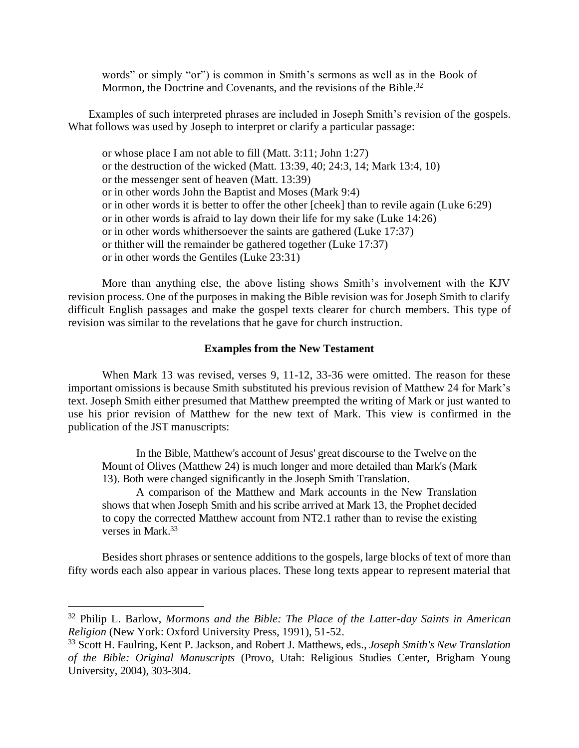> words" or simply "or") is common in Smith's sermons as well as in the Book of Mormon, the Doctrine and Covenants, and the revisions of the Bible.[32]

Examples of such interpreted phrases are included in Joseph Smith's revision of the gospels. What follows was used by Joseph to interpret or clarify a particular passage:

> or whose place I am not able to fill (Matt. 3:11; John 1:27)
> or the destruction of the wicked (Matt. 13:39, 40; 24:3, 14; Mark 13:4, 10)
> or the messenger sent of heaven (Matt. 13:39)
> or in other words John the Baptist and Moses (Mark 9:4)
> or in other words it is better to offer the other [cheek] than to revile again (Luke 6:29)
> or in other words is afraid to lay down their life for my sake (Luke 14:26)
> or in other words whithersoever the saints are gathered (Luke 17:37)
> or thither will the remainder be gathered together (Luke 17:37)
> or in other words the Gentiles (Luke 23:31)

More than anything else, the above listing shows Smith's involvement with the KJV revision process. One of the purposes in making the Bible revision was for Joseph Smith to clarify difficult English passages and make the gospel texts clearer for church members. This type of revision was similar to the revelations that he gave for church instruction.

### Examples from the New Testament

When Mark 13 was revised, verses 9, 11-12, 33-36 were omitted. The reason for these important omissions is because Smith substituted his previous revision of Matthew 24 for Mark's text. Joseph Smith either presumed that Matthew preempted the writing of Mark or just wanted to use his prior revision of Matthew for the new text of Mark. This view is confirmed in the publication of the JST manuscripts:

> In the Bible, Matthew's account of Jesus' great discourse to the Twelve on the Mount of Olives (Matthew 24) is much longer and more detailed than Mark's (Mark 13). Both were changed significantly in the Joseph Smith Translation.
>
> A comparison of the Matthew and Mark accounts in the New Translation shows that when Joseph Smith and his scribe arrived at Mark 13, the Prophet decided to copy the corrected Matthew account from NT2.1 rather than to revise the existing verses in Mark.[33]

Besides short phrases or sentence additions to the gospels, large blocks of text of more than fifty words each also appear in various places. These long texts appear to represent material that

---

[32] Philip L. Barlow, *Mormons and the Bible: The Place of the Latter-day Saints in American Religion* (New York: Oxford University Press, 1991), 51-52.

[33] Scott H. Faulring, Kent P. Jackson, and Robert J. Matthews, eds., *Joseph Smith's New Translation of the Bible: Original Manuscripts* (Provo, Utah: Religious Studies Center, Brigham Young University, 2004), 303-304.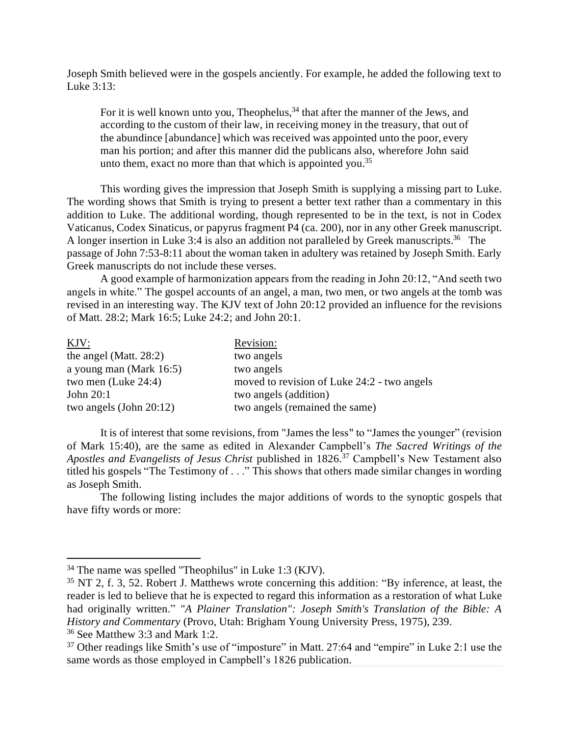Joseph Smith believed were in the gospels anciently. For example, he added the following text to Luke 3:13:

> For it is well known unto you, Theophelus,[34] that after the manner of the Jews, and according to the custom of their law, in receiving money in the treasury, that out of the abundince [abundance] which was received was appointed unto the poor, every man his portion; and after this manner did the publicans also, wherefore John said unto them, exact no more than that which is appointed you.[35]

This wording gives the impression that Joseph Smith is supplying a missing part to Luke. The wording shows that Smith is trying to present a better text rather than a commentary in this addition to Luke. The additional wording, though represented to be in the text, is not in Codex Vaticanus, Codex Sinaticus, or papyrus fragment P4 (ca. 200), nor in any other Greek manuscript. A longer insertion in Luke 3:4 is also an addition not paralleled by Greek manuscripts.[36] The passage of John 7:53-8:11 about the woman taken in adultery was retained by Joseph Smith. Early Greek manuscripts do not include these verses.

A good example of harmonization appears from the reading in John 20:12, "And seeth two angels in white." The gospel accounts of an angel, a man, two men, or two angels at the tomb was revised in an interesting way. The KJV text of John 20:12 provided an influence for the revisions of Matt. 28:2; Mark 16:5; Luke 24:2; and John 20:1.

| KJV: | Revision: |
|---|---|
| the angel (Matt. 28:2) | two angels |
| a young man (Mark 16:5) | two angels |
| two men (Luke 24:4) | moved to revision of Luke 24:2 - two angels |
| John 20:1 | two angels (addition) |
| two angels (John 20:12) | two angels (remained the same) |

It is of interest that some revisions, from "James the less" to "James the younger" (revision of Mark 15:40), are the same as edited in Alexander Campbell's *The Sacred Writings of the Apostles and Evangelists of Jesus Christ* published in 1826.[37] Campbell's New Testament also titled his gospels "The Testimony of . . ." This shows that others made similar changes in wording as Joseph Smith.

The following listing includes the major additions of words to the synoptic gospels that have fifty words or more:

---

[34] The name was spelled "Theophilus" in Luke 1:3 (KJV).

[35] NT 2, f. 3, 52. Robert J. Matthews wrote concerning this addition: "By inference, at least, the reader is led to believe that he is expected to regard this information as a restoration of what Luke had originally written." *"A Plainer Translation": Joseph Smith's Translation of the Bible: A History and Commentary* (Provo, Utah: Brigham Young University Press, 1975), 239.

[36] See Matthew 3:3 and Mark 1:2.

[37] Other readings like Smith's use of "imposture" in Matt. 27:64 and "empire" in Luke 2:1 use the same words as those employed in Campbell's 1826 publication.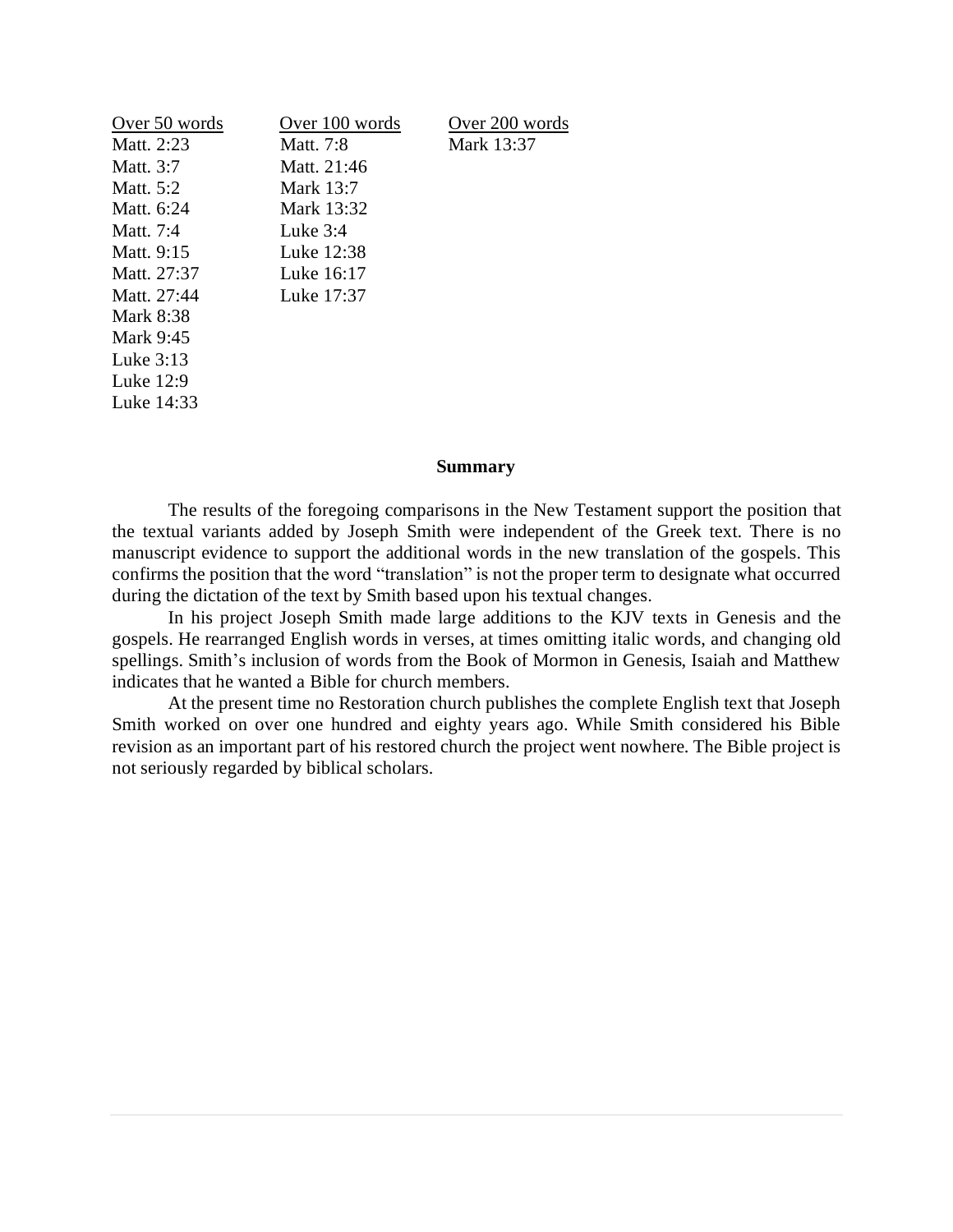| Over 50 words | Over 100 words | Over 200 words |
| --- | --- | --- |
| Matt. 2:23 | Matt. 7:8 | Mark 13:37 |
| Matt. 3:7 | Matt. 21:46 | |
| Matt. 5:2 | Mark 13:7 | |
| Matt. 6:24 | Mark 13:32 | |
| Matt. 7:4 | Luke 3:4 | |
| Matt. 9:15 | Luke 12:38 | |
| Matt. 27:37 | Luke 16:17 | |
| Matt. 27:44 | Luke 17:37 | |
| Mark 8:38 | | |
| Mark 9:45 | | |
| Luke 3:13 | | |
| Luke 12:9 | | |
| Luke 14:33 | | |

## Summary

The results of the foregoing comparisons in the New Testament support the position that the textual variants added by Joseph Smith were independent of the Greek text. There is no manuscript evidence to support the additional words in the new translation of the gospels. This confirms the position that the word "translation" is not the proper term to designate what occurred during the dictation of the text by Smith based upon his textual changes.

In his project Joseph Smith made large additions to the KJV texts in Genesis and the gospels. He rearranged English words in verses, at times omitting italic words, and changing old spellings. Smith's inclusion of words from the Book of Mormon in Genesis, Isaiah and Matthew indicates that he wanted a Bible for church members.

At the present time no Restoration church publishes the complete English text that Joseph Smith worked on over one hundred and eighty years ago. While Smith considered his Bible revision as an important part of his restored church the project went nowhere. The Bible project is not seriously regarded by biblical scholars.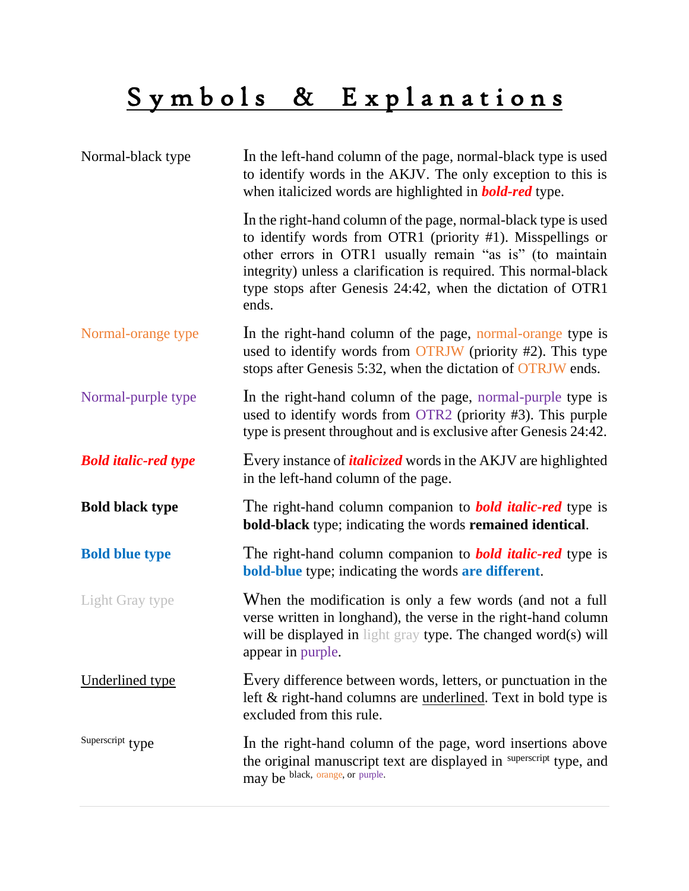# Symbols & Explanations

Normal-black type

In the left-hand column of the page, normal-black type is used to identify words in the AKJV. The only exception to this is when italicized words are highlighted in ***bold-red*** type.

In the right-hand column of the page, normal-black type is used to identify words from OTR1 (priority #1). Misspellings or other errors in OTR1 usually remain "as is" (to maintain integrity) unless a clarification is required. This normal-black type stops after Genesis 24:42, when the dictation of OTR1 ends.

Normal-orange type

In the right-hand column of the page, normal-orange type is used to identify words from OTRJW (priority #2). This type stops after Genesis 5:32, when the dictation of OTRJW ends.

Normal-purple type

In the right-hand column of the page, normal-purple type is used to identify words from OTR2 (priority #3). This purple type is present throughout and is exclusive after Genesis 24:42.

***Bold italic-red type***

Every instance of ***italicized*** words in the AKJV are highlighted in the left-hand column of the page.

**Bold black type**

The right-hand column companion to ***bold italic-red*** type is **bold-black** type; indicating the words **remained identical**.

**Bold blue type**

The right-hand column companion to ***bold italic-red*** type is **bold-blue** type; indicating the words **are different**.

Light Gray type

When the modification is only a few words (and not a full verse written in longhand), the verse in the right-hand column will be displayed in light gray type. The changed word(s) will appear in purple.

<u>Underlined type</u>

Every difference between words, letters, or punctuation in the left & right-hand columns are <u>underlined</u>. Text in bold type is excluded from this rule.

Superscript type

In the right-hand column of the page, word insertions above the original manuscript text are displayed in superscript type, and may be black, orange, or purple.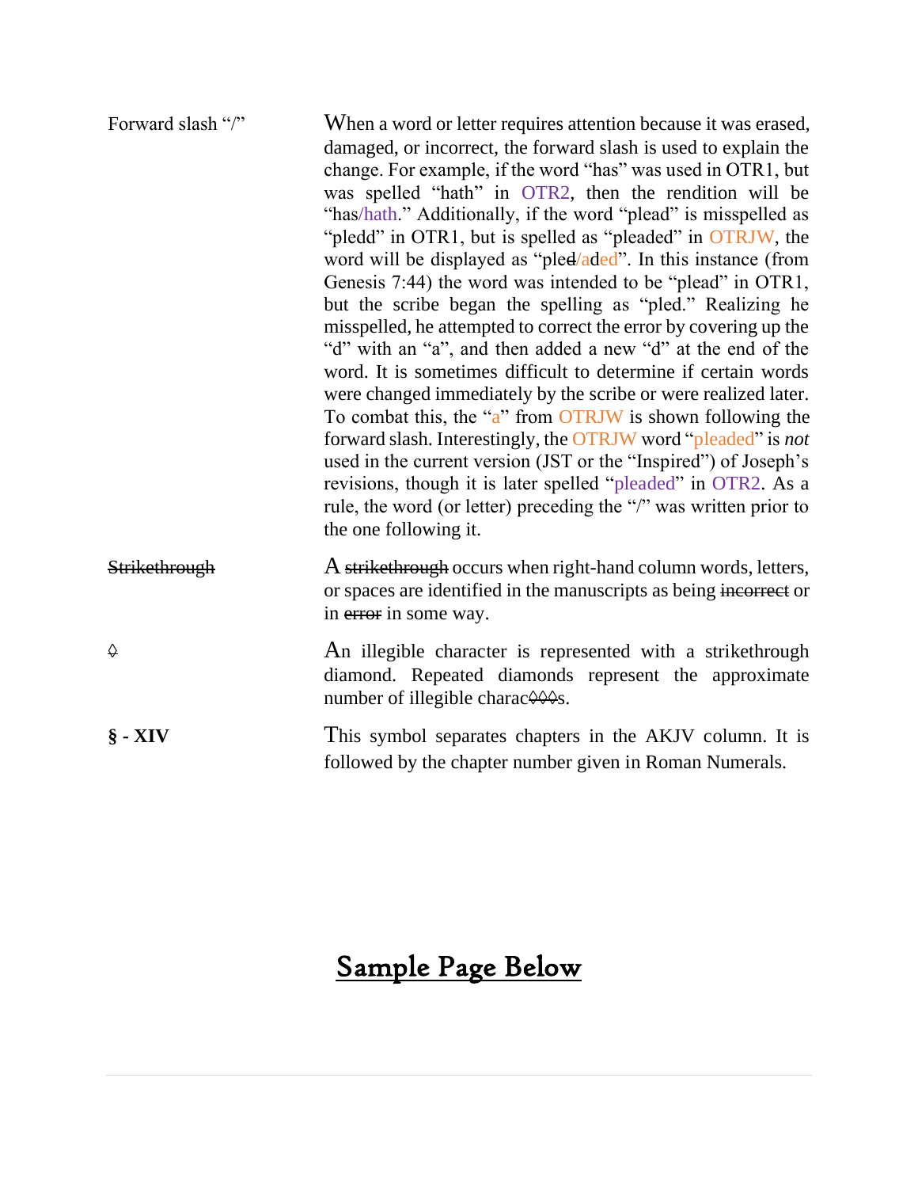| | |
|---|---|
| Forward slash "/" | When a word or letter requires attention because it was erased, damaged, or incorrect, the forward slash is used to explain the change. For example, if the word "has" was used in OTR1, but was spelled "hath" in OTR2, then the rendition will be "has/hath." Additionally, if the word "plead" is misspelled as "pledd" in OTR1, but is spelled as "pleaded" in OTRJW, the word will be displayed as "ple~~d~~/aded". In this instance (from Genesis 7:44) the word was intended to be "plead" in OTR1, but the scribe began the spelling as "pled." Realizing he misspelled, he attempted to correct the error by covering up the "d" with an "a", and then added a new "d" at the end of the word. It is sometimes difficult to determine if certain words were changed immediately by the scribe or were realized later. To combat this, the "a" from OTRJW is shown following the forward slash. Interestingly, the OTRJW word "pleaded" is *not* used in the current version (JST or the "Inspired") of Joseph's revisions, though it is later spelled "pleaded" in OTR2. As a rule, the word (or letter) preceding the "/" was written prior to the one following it. |
| ~~Strikethrough~~ | A ~~strikethrough~~ occurs when right-hand column words, letters, or spaces are identified in the manuscripts as being ~~incorrect~~ or in ~~error~~ in some way. |
| ~~◊~~ | An illegible character is represented with a strikethrough diamond. Repeated diamonds represent the approximate number of illegible charac~~◊◊◊~~s. |
| **§ - XIV** | This symbol separates chapters in the AKJV column. It is followed by the chapter number given in Roman Numerals. |

## Sample Page Below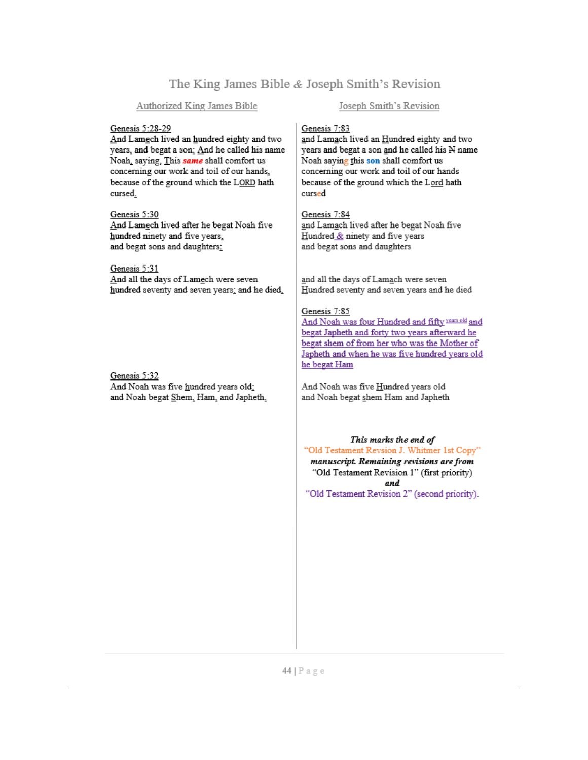# The King James Bible & Joseph Smith's Revision

| Authorized King James Bible | Joseph Smith's Revision |
|---|---|
| Genesis 5:28-29<br>And Lamech lived an hundred eighty and two years, and begat a son: And he called his name Noah, saying, This ***same*** shall comfort us concerning our work and toil of our hands, because of the ground which the LORD hath cursed. | Genesis 7:83<br>and Lamach lived an Hundred eighty and two years and begat a son and he called his N name Noah saying this **son** shall comfort us concerning our work and toil of our hands because of the ground which the Lord hath cursed |
| Genesis 5:30<br>And Lamech lived after he begat Noah five hundred ninety and five years, and begat sons and daughters: | Genesis 7:84<br>and Lamach lived after he begat Noah five Hundred & ninety and five years and begat sons and daughters |
| Genesis 5:31<br>And all the days of Lamech were seven hundred seventy and seven years: and he died. | and all the days of Lamach were seven Hundred seventy and seven years and he died |
| | Genesis 7:85<br>And Noah was four Hundred and fifty years old and begat Japheth and forty two years afterward he begat shem of from her who was the Mother of Japheth and when he was five hundred years old he begat Ham |
| Genesis 5:32<br>And Noah was five hundred years old: and Noah begat Shem, Ham, and Japheth. | And Noah was five Hundred years old and Noah begat shem Ham and Japheth |

***This marks the end of***
"Old Testament Revsion J. Whitmer 1st Copy"
***manuscript. Remaining revisions are from***
"Old Testament Revision 1" (first priority)
***and***
"Old Testament Revision 2" (second priority).